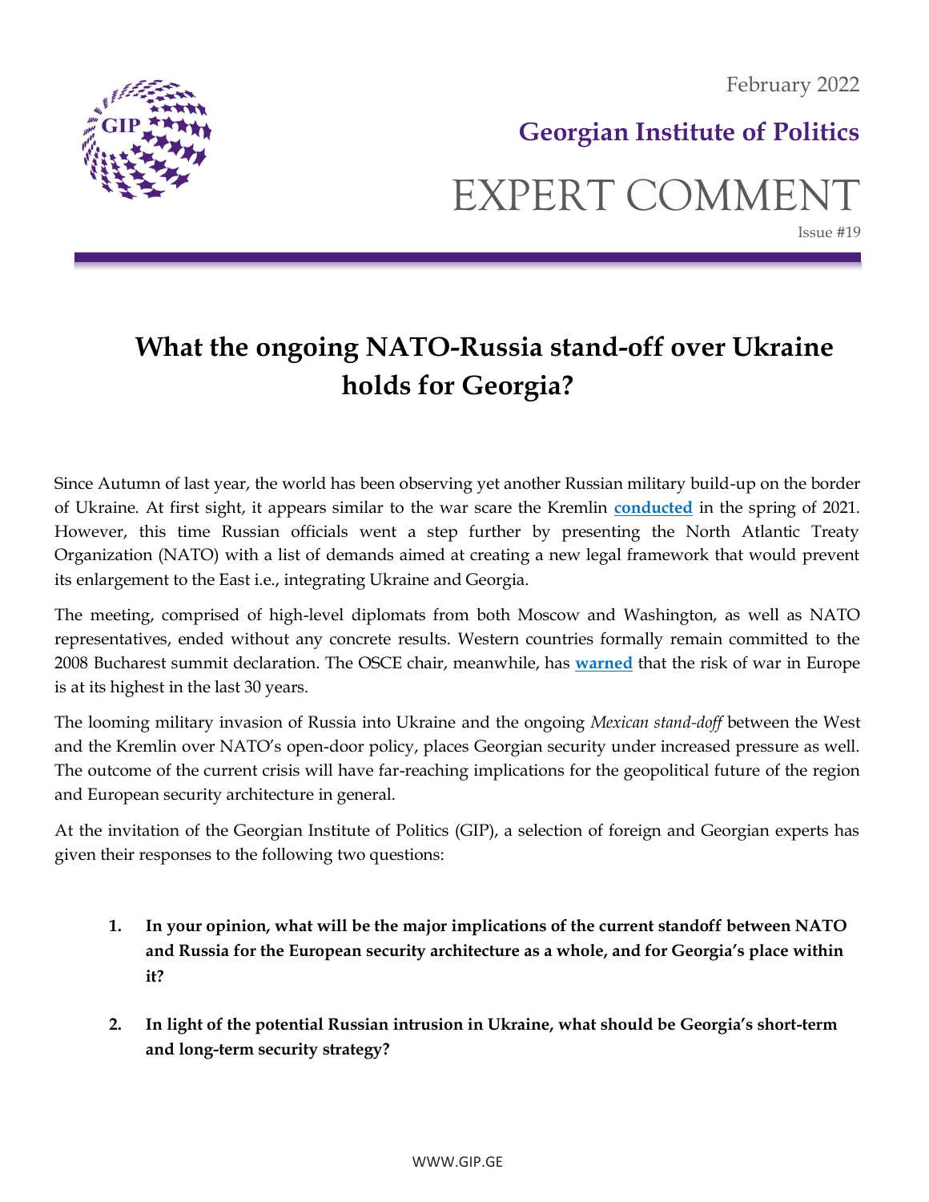February 2022

**Georgian Institute of Politics**

# EXPERT COMMENT

Issue #19

## What the ongoing NATO-Russia stand-off over Ukraine holds for Georgia?

Since Autumn of last year, the world has been observing yet another Russian military build-up on the border of Ukraine. At first sight, it appears similar to the war scare the Kremlin **conducted** in the spring of 2021. However, this time Russian officials went a step further by presenting the North Atlantic Treaty Organization (NATO) with a list of demands aimed at creating a new legal framework that would prevent its enlargement to the East i.e., integrating Ukraine and Georgia.

The meeting, comprised of high-level diplomats from both Moscow and Washington, as well as NATO representatives, ended without any concrete results. Western countries formally remain committed to the 2008 Bucharest summit declaration. The OSCE chair, meanwhile, has **warned** that the risk of war in Europe is at its highest in the last 30 years.

The looming military invasion of Russia into Ukraine and the ongoing *Mexican stand-doff* between the West and the Kremlin over NATO's open-door policy, places Georgian security under increased pressure as well. The outcome of the current crisis will have far-reaching implications for the geopolitical future of the region and European security architecture in general.

At the invitation of the Georgian Institute of Politics (GIP), a selection of foreign and Georgian experts has given their responses to the following two questions:

1. **In your opinion, what will be the major implications of the current standoff between NATO and Russia for the European security architecture as a whole, and for Georgia's place within it?**

2. **In light of the potential Russian intrusion in Ukraine, what should be Georgia's short-term and long-term security strategy?**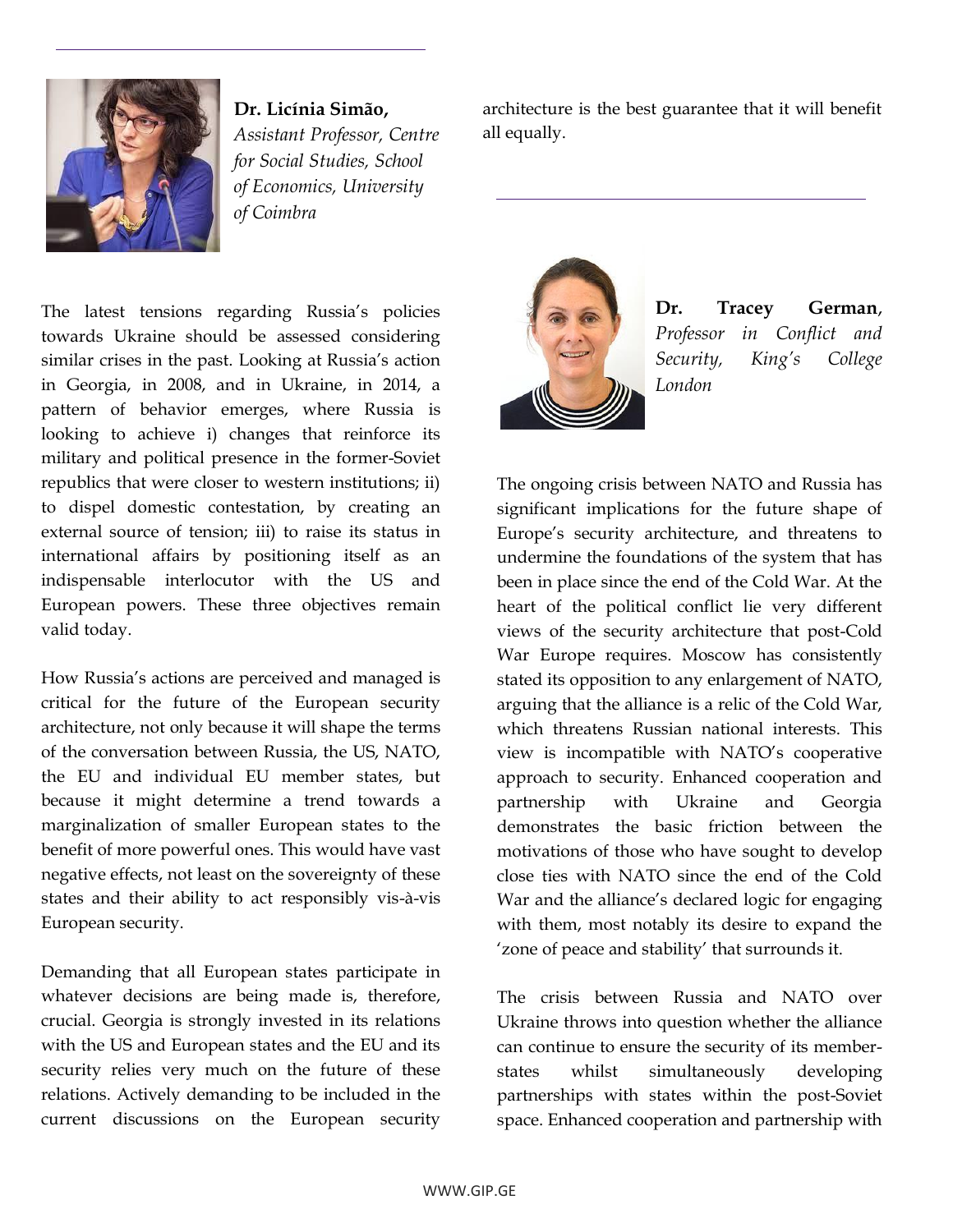**Dr. Licínia Simão,**
*Assistant Professor, Centre for Social Studies, School of Economics, University of Coimbra*

The latest tensions regarding Russia's policies towards Ukraine should be assessed considering similar crises in the past. Looking at Russia's action in Georgia, in 2008, and in Ukraine, in 2014, a pattern of behavior emerges, where Russia is looking to achieve i) changes that reinforce its military and political presence in the former-Soviet republics that were closer to western institutions; ii) to dispel domestic contestation, by creating an external source of tension; iii) to raise its status in international affairs by positioning itself as an indispensable interlocutor with the US and European powers. These three objectives remain valid today.

How Russia's actions are perceived and managed is critical for the future of the European security architecture, not only because it will shape the terms of the conversation between Russia, the US, NATO, the EU and individual EU member states, but because it might determine a trend towards a marginalization of smaller European states to the benefit of more powerful ones. This would have vast negative effects, not least on the sovereignty of these states and their ability to act responsibly vis-à-vis European security.

Demanding that all European states participate in whatever decisions are being made is, therefore, crucial. Georgia is strongly invested in its relations with the US and European states and the EU and its security relies very much on the future of these relations. Actively demanding to be included in the current discussions on the European security architecture is the best guarantee that it will benefit all equally.

---

**Dr. Tracey German**,
*Professor in Conflict and Security, King's College London*

The ongoing crisis between NATO and Russia has significant implications for the future shape of Europe's security architecture, and threatens to undermine the foundations of the system that has been in place since the end of the Cold War. At the heart of the political conflict lie very different views of the security architecture that post-Cold War Europe requires. Moscow has consistently stated its opposition to any enlargement of NATO, arguing that the alliance is a relic of the Cold War, which threatens Russian national interests. This view is incompatible with NATO's cooperative approach to security. Enhanced cooperation and partnership with Ukraine and Georgia demonstrates the basic friction between the motivations of those who have sought to develop close ties with NATO since the end of the Cold War and the alliance's declared logic for engaging with them, most notably its desire to expand the 'zone of peace and stability' that surrounds it.

The crisis between Russia and NATO over Ukraine throws into question whether the alliance can continue to ensure the security of its member-states whilst simultaneously developing partnerships with states within the post-Soviet space. Enhanced cooperation and partnership with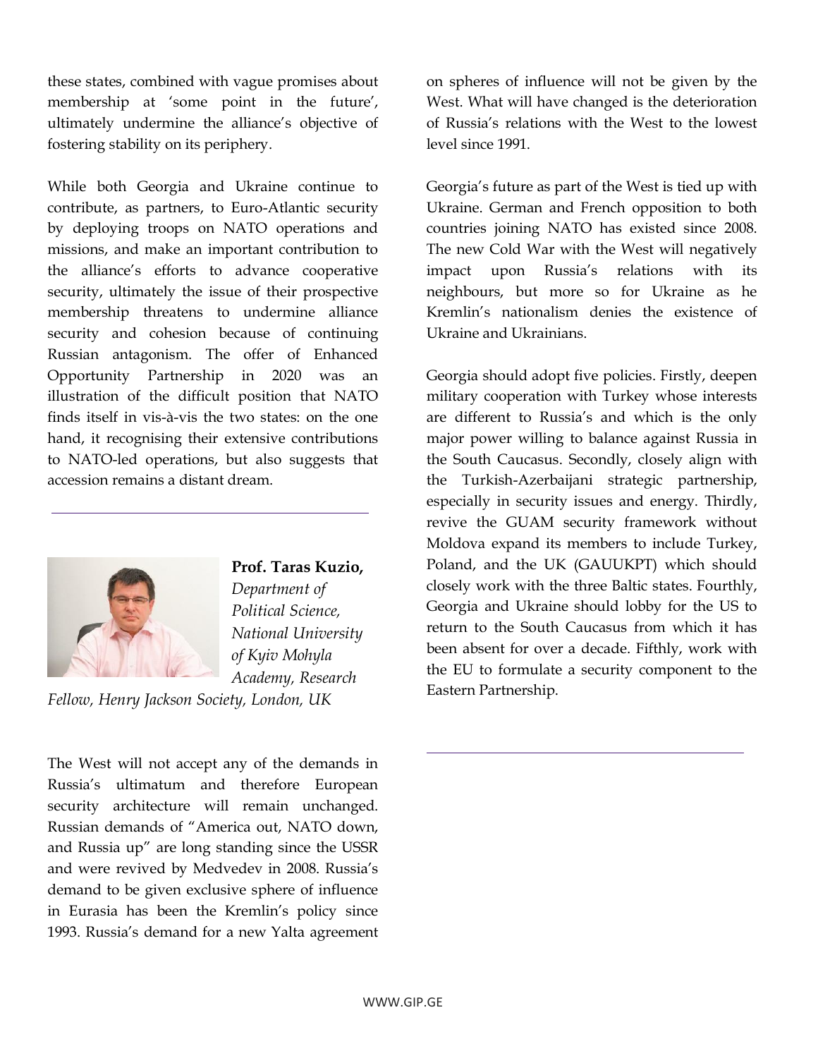these states, combined with vague promises about membership at 'some point in the future', ultimately undermine the alliance's objective of fostering stability on its periphery.

While both Georgia and Ukraine continue to contribute, as partners, to Euro-Atlantic security by deploying troops on NATO operations and missions, and make an important contribution to the alliance's efforts to advance cooperative security, ultimately the issue of their prospective membership threatens to undermine alliance security and cohesion because of continuing Russian antagonism. The offer of Enhanced Opportunity Partnership in 2020 was an illustration of the difficult position that NATO finds itself in vis-à-vis the two states: on the one hand, it recognising their extensive contributions to NATO-led operations, but also suggests that accession remains a distant dream.

---

**Prof. Taras Kuzio,** *Department of Political Science, National University of Kyiv Mohyla Academy, Research Fellow, Henry Jackson Society, London, UK*

The West will not accept any of the demands in Russia's ultimatum and therefore European security architecture will remain unchanged. Russian demands of "America out, NATO down, and Russia up" are long standing since the USSR and were revived by Medvedev in 2008. Russia's demand to be given exclusive sphere of influence in Eurasia has been the Kremlin's policy since 1993. Russia's demand for a new Yalta agreement on spheres of influence will not be given by the West. What will have changed is the deterioration of Russia's relations with the West to the lowest level since 1991.

Georgia's future as part of the West is tied up with Ukraine. German and French opposition to both countries joining NATO has existed since 2008. The new Cold War with the West will negatively impact upon Russia's relations with its neighbours, but more so for Ukraine as he Kremlin's nationalism denies the existence of Ukraine and Ukrainians.

Georgia should adopt five policies. Firstly, deepen military cooperation with Turkey whose interests are different to Russia's and which is the only major power willing to balance against Russia in the South Caucasus. Secondly, closely align with the Turkish-Azerbaijani strategic partnership, especially in security issues and energy. Thirdly, revive the GUAM security framework without Moldova expand its members to include Turkey, Poland, and the UK (GAUUKPT) which should closely work with the three Baltic states. Fourthly, Georgia and Ukraine should lobby for the US to return to the South Caucasus from which it has been absent for over a decade. Fifthly, work with the EU to formulate a security component to the Eastern Partnership.

---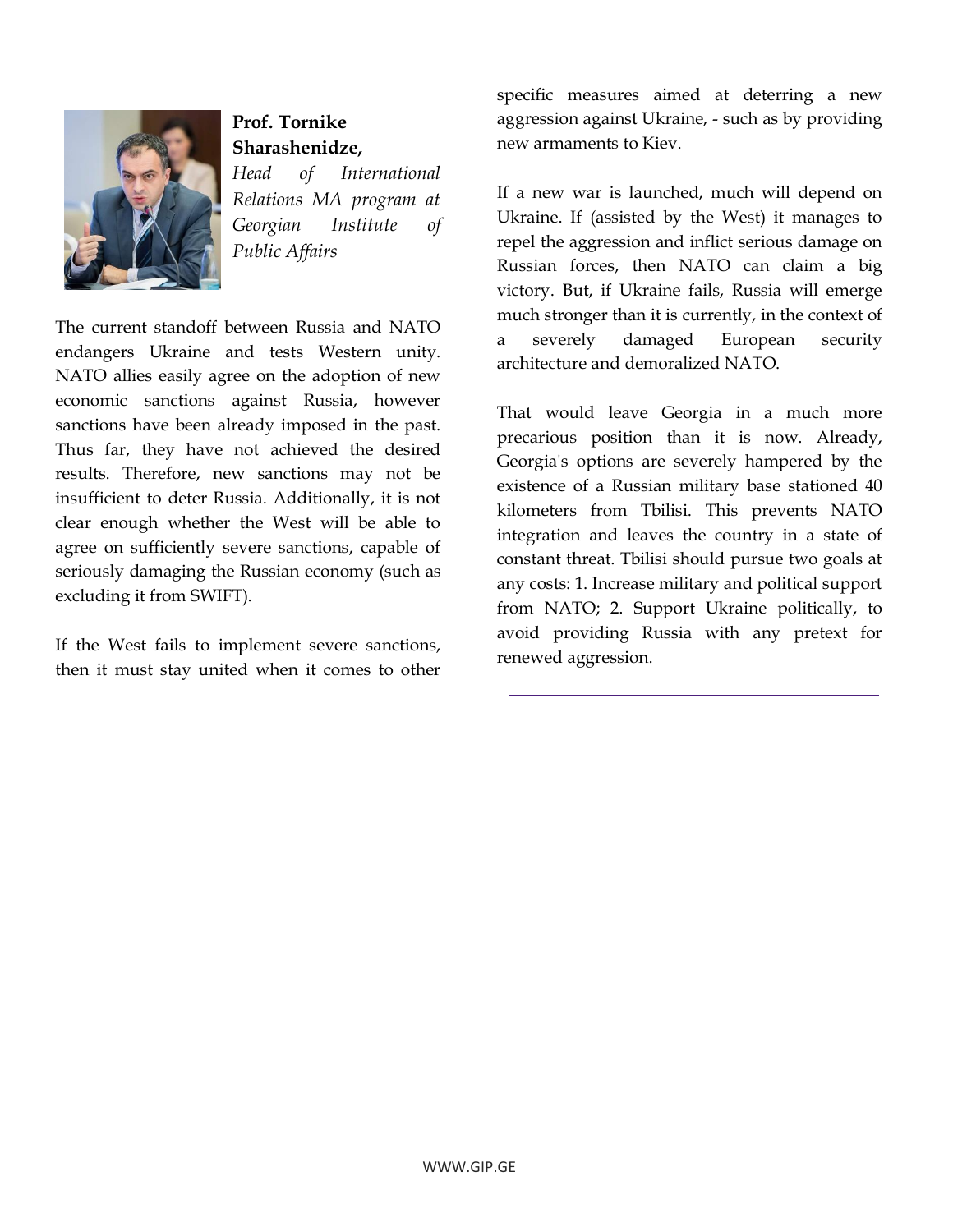**Prof. Tornike Sharashenidze,**
*Head of International Relations MA program at Georgian Institute of Public Affairs*

The current standoff between Russia and NATO endangers Ukraine and tests Western unity. NATO allies easily agree on the adoption of new economic sanctions against Russia, however sanctions have been already imposed in the past. Thus far, they have not achieved the desired results. Therefore, new sanctions may not be insufficient to deter Russia. Additionally, it is not clear enough whether the West will be able to agree on sufficiently severe sanctions, capable of seriously damaging the Russian economy (such as excluding it from SWIFT).

If the West fails to implement severe sanctions, then it must stay united when it comes to other specific measures aimed at deterring a new aggression against Ukraine, - such as by providing new armaments to Kiev.

If a new war is launched, much will depend on Ukraine. If (assisted by the West) it manages to repel the aggression and inflict serious damage on Russian forces, then NATO can claim a big victory. But, if Ukraine fails, Russia will emerge much stronger than it is currently, in the context of a severely damaged European security architecture and demoralized NATO.

That would leave Georgia in a much more precarious position than it is now. Already, Georgia's options are severely hampered by the existence of a Russian military base stationed 40 kilometers from Tbilisi. This prevents NATO integration and leaves the country in a state of constant threat. Tbilisi should pursue two goals at any costs: 1. Increase military and political support from NATO; 2. Support Ukraine politically, to avoid providing Russia with any pretext for renewed aggression.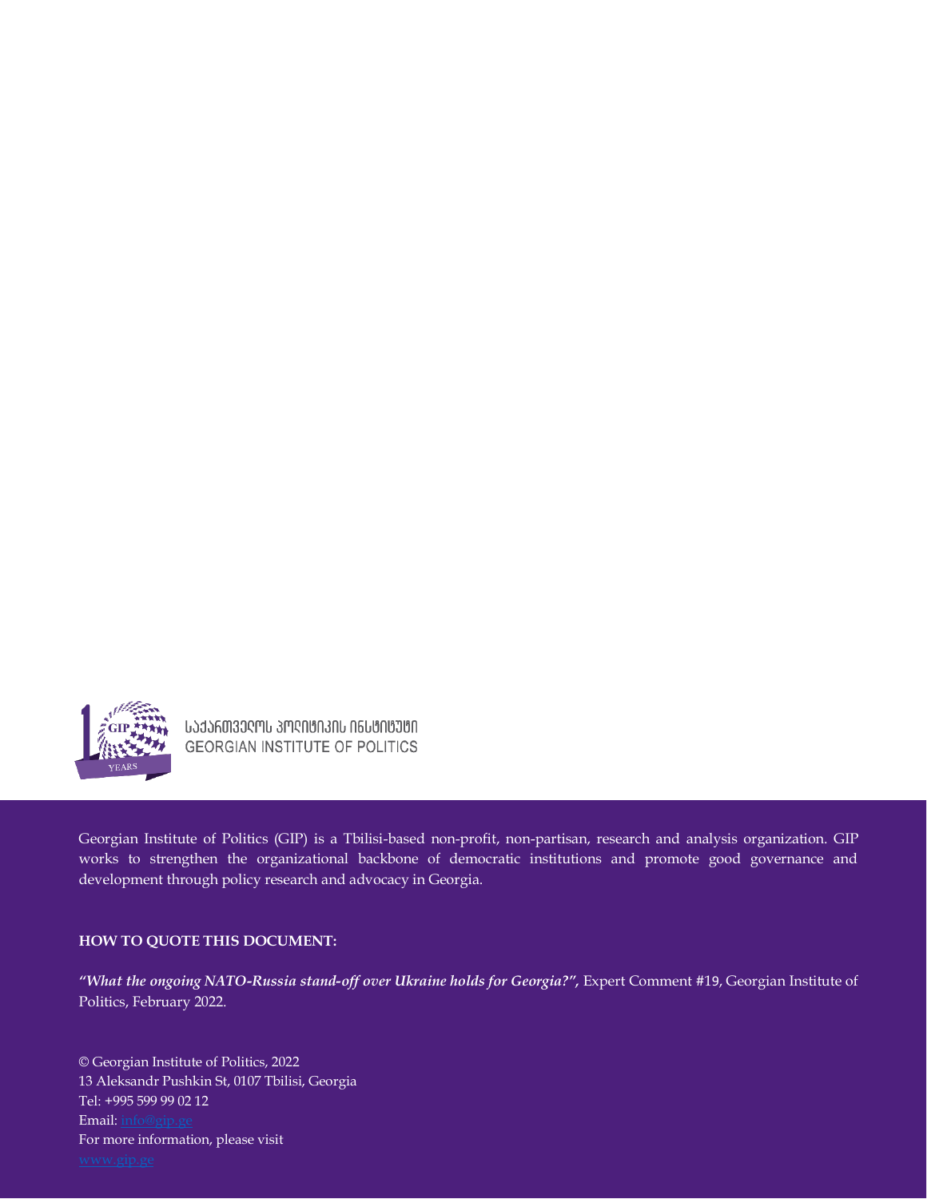საქართველოს პოლიტიკის ინსტიტუტი
GEORGIAN INSTITUTE OF POLITICS

Georgian Institute of Politics (GIP) is a Tbilisi-based non-profit, non-partisan, research and analysis organization. GIP works to strengthen the organizational backbone of democratic institutions and promote good governance and development through policy research and advocacy in Georgia.

**HOW TO QUOTE THIS DOCUMENT:**

***"What the ongoing NATO-Russia stand-off over Ukraine holds for Georgia?",*** Expert Comment #19, Georgian Institute of Politics, February 2022.

© Georgian Institute of Politics, 2022
13 Aleksandr Pushkin St, 0107 Tbilisi, Georgia
Tel: +995 599 99 02 12
Email: info@gip.ge
For more information, please visit
www.gip.ge